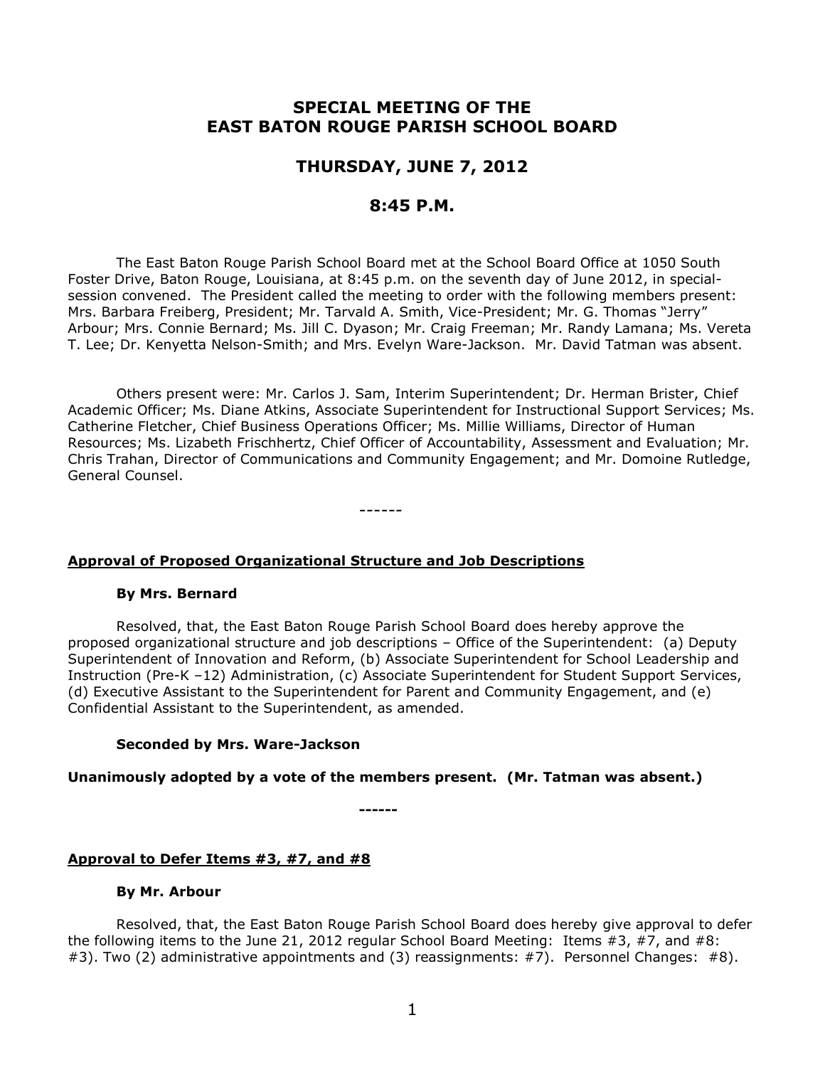# SPECIAL MEETING OF THE EAST BATON ROUGE PARISH SCHOOL BOARD

## THURSDAY, JUNE 7, 2012

## 8:45 P.M.

The East Baton Rouge Parish School Board met at the School Board Office at 1050 South Foster Drive, Baton Rouge, Louisiana, at 8:45 p.m. on the seventh day of June 2012, in special-session convened. The President called the meeting to order with the following members present: Mrs. Barbara Freiberg, President; Mr. Tarvald A. Smith, Vice-President; Mr. G. Thomas "Jerry" Arbour; Mrs. Connie Bernard; Ms. Jill C. Dyason; Mr. Craig Freeman; Mr. Randy Lamana; Ms. Vereta T. Lee; Dr. Kenyetta Nelson-Smith; and Mrs. Evelyn Ware-Jackson. Mr. David Tatman was absent.

Others present were: Mr. Carlos J. Sam, Interim Superintendent; Dr. Herman Brister, Chief Academic Officer; Ms. Diane Atkins, Associate Superintendent for Instructional Support Services; Ms. Catherine Fletcher, Chief Business Operations Officer; Ms. Millie Williams, Director of Human Resources; Ms. Lizabeth Frischhertz, Chief Officer of Accountability, Assessment and Evaluation; Mr. Chris Trahan, Director of Communications and Community Engagement; and Mr. Domoine Rutledge, General Counsel.

------

**Approval of Proposed Organizational Structure and Job Descriptions**

**By Mrs. Bernard**

Resolved, that, the East Baton Rouge Parish School Board does hereby approve the proposed organizational structure and job descriptions – Office of the Superintendent: (a) Deputy Superintendent of Innovation and Reform, (b) Associate Superintendent for School Leadership and Instruction (Pre-K –12) Administration, (c) Associate Superintendent for Student Support Services, (d) Executive Assistant to the Superintendent for Parent and Community Engagement, and (e) Confidential Assistant to the Superintendent, as amended.

**Seconded by Mrs. Ware-Jackson**

**Unanimously adopted by a vote of the members present. (Mr. Tatman was absent.)**

**------**

**Approval to Defer Items #3, #7, and #8**

**By Mr. Arbour**

Resolved, that, the East Baton Rouge Parish School Board does hereby give approval to defer the following items to the June 21, 2012 regular School Board Meeting: Items #3, #7, and #8: #3). Two (2) administrative appointments and (3) reassignments: #7). Personnel Changes: #8).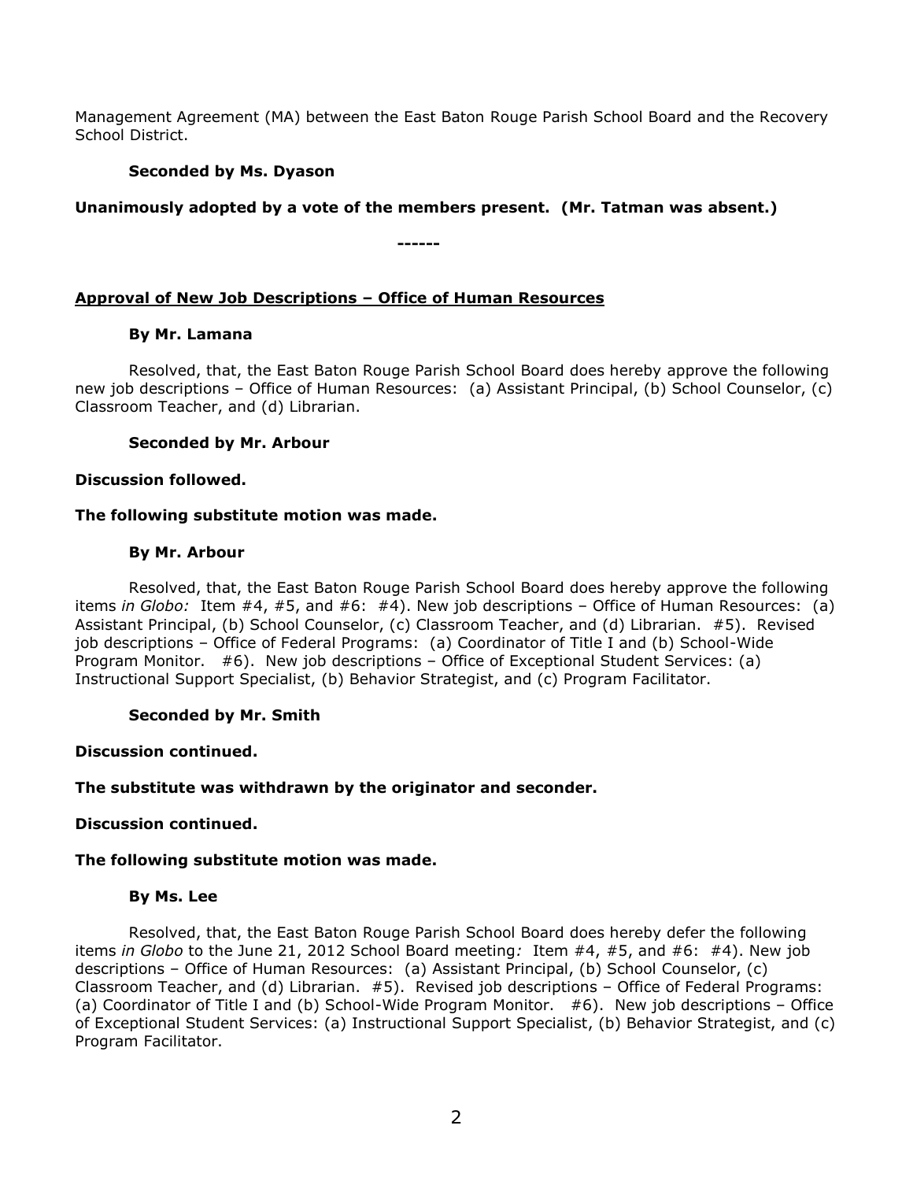Management Agreement (MA) between the East Baton Rouge Parish School Board and the Recovery School District.

**Seconded by Ms. Dyason**

**Unanimously adopted by a vote of the members present. (Mr. Tatman was absent.)**

**------**

**<u>Approval of New Job Descriptions – Office of Human Resources</u>**

**By Mr. Lamana**

Resolved, that, the East Baton Rouge Parish School Board does hereby approve the following new job descriptions – Office of Human Resources: (a) Assistant Principal, (b) School Counselor, (c) Classroom Teacher, and (d) Librarian.

**Seconded by Mr. Arbour**

**Discussion followed.**

**The following substitute motion was made.**

**By Mr. Arbour**

Resolved, that, the East Baton Rouge Parish School Board does hereby approve the following items *in Globo:* Item #4, #5, and #6: #4). New job descriptions – Office of Human Resources: (a) Assistant Principal, (b) School Counselor, (c) Classroom Teacher, and (d) Librarian. #5). Revised job descriptions – Office of Federal Programs: (a) Coordinator of Title I and (b) School-Wide Program Monitor. #6). New job descriptions – Office of Exceptional Student Services: (a) Instructional Support Specialist, (b) Behavior Strategist, and (c) Program Facilitator.

**Seconded by Mr. Smith**

**Discussion continued.**

**The substitute was withdrawn by the originator and seconder.**

**Discussion continued.**

**The following substitute motion was made.**

**By Ms. Lee**

Resolved, that, the East Baton Rouge Parish School Board does hereby defer the following items *in Globo* to the June 21, 2012 School Board meeting*:* Item #4, #5, and #6: #4). New job descriptions – Office of Human Resources: (a) Assistant Principal, (b) School Counselor, (c) Classroom Teacher, and (d) Librarian. #5). Revised job descriptions – Office of Federal Programs: (a) Coordinator of Title I and (b) School-Wide Program Monitor. #6). New job descriptions – Office of Exceptional Student Services: (a) Instructional Support Specialist, (b) Behavior Strategist, and (c) Program Facilitator.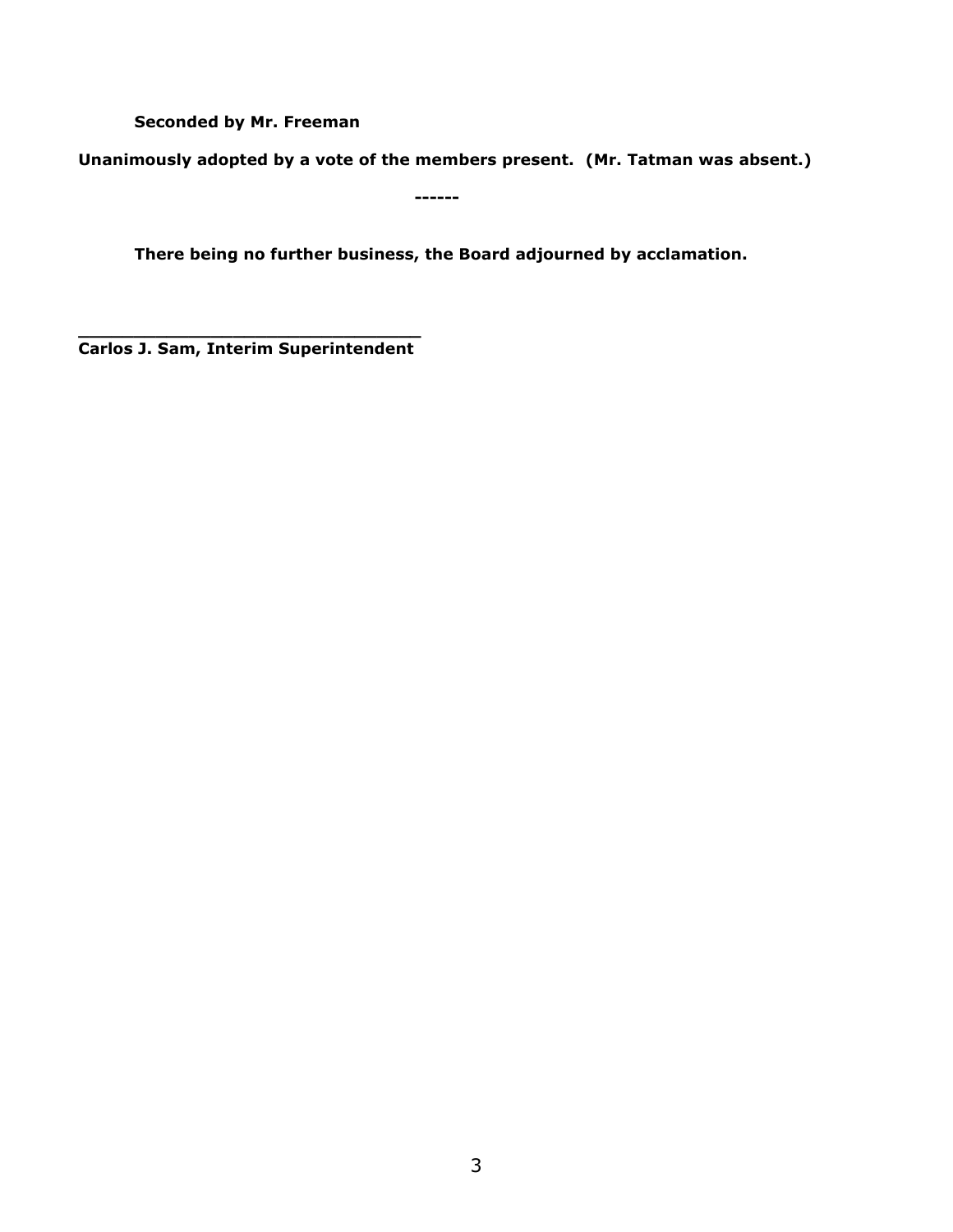**Seconded by Mr. Freeman**

**Unanimously adopted by a vote of the members present. (Mr. Tatman was absent.)**

**------**

**There being no further business, the Board adjourned by acclamation.**

**_________________________________**
**Carlos J. Sam, Interim Superintendent**